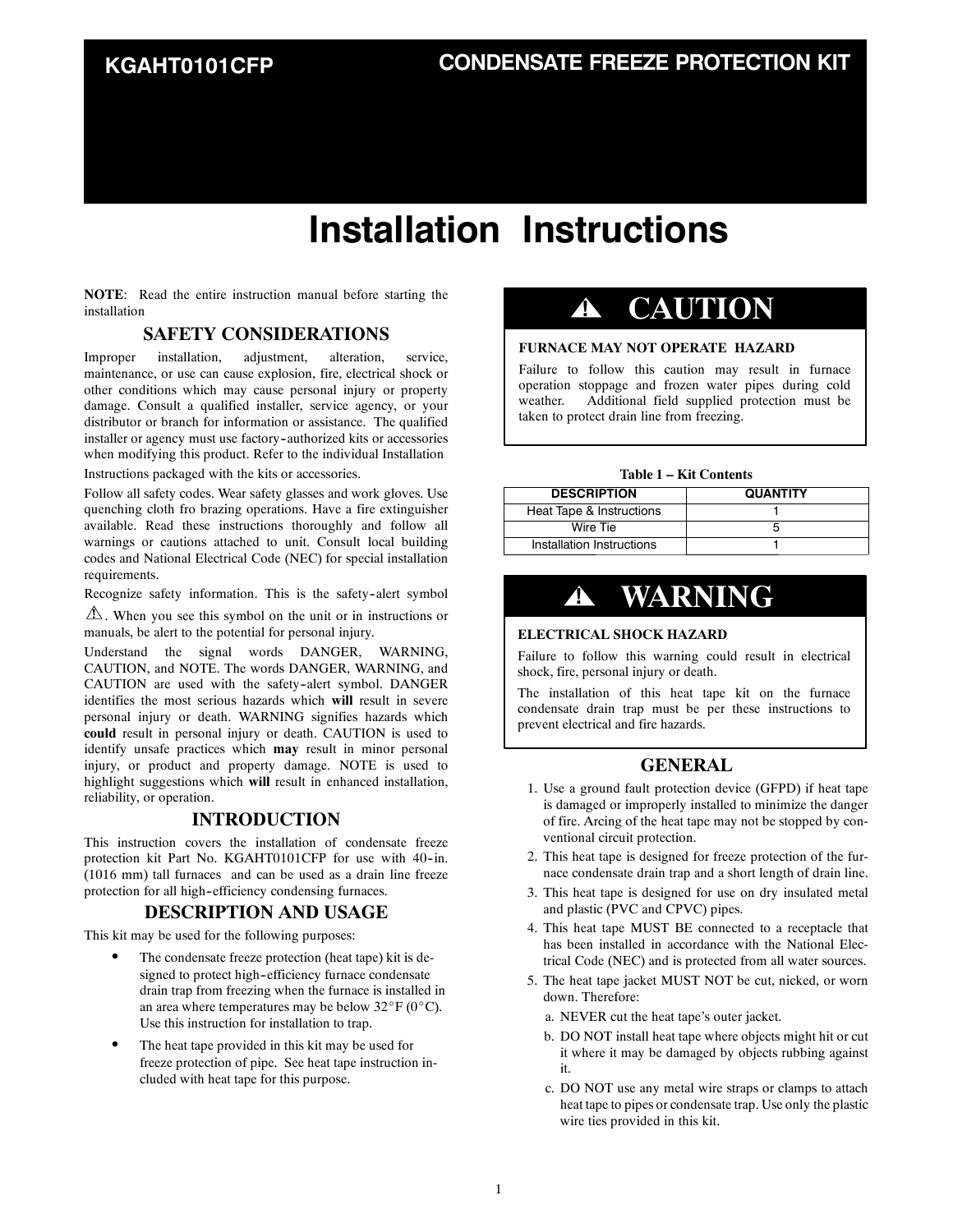KGAHT0101CFP

# CONDENSATE FREEZE PROTECTION KIT

# Installation Instructions

**NOTE**: Read the entire instruction manual before starting the installation

## SAFETY CONSIDERATIONS

Improper installation, adjustment, alteration, service, maintenance, or use can cause explosion, fire, electrical shock or other conditions which may cause personal injury or property damage. Consult a qualified installer, service agency, or your distributor or branch for information or assistance. The qualified installer or agency must use factory-authorized kits or accessories when modifying this product. Refer to the individual Installation Instructions packaged with the kits or accessories.

Follow all safety codes. Wear safety glasses and work gloves. Use quenching cloth fro brazing operations. Have a fire extinguisher available. Read these instructions thoroughly and follow all warnings or cautions attached to unit. Consult local building codes and National Electrical Code (NEC) for special installation requirements.

Recognize safety information. This is the safety-alert symbol ⚠. When you see this symbol on the unit or in instructions or manuals, be alert to the potential for personal injury.

Understand the signal words DANGER, WARNING, CAUTION, and NOTE. The words DANGER, WARNING, and CAUTION are used with the safety-alert symbol. DANGER identifies the most serious hazards which **will** result in severe personal injury or death. WARNING signifies hazards which **could** result in personal injury or death. CAUTION is used to identify unsafe practices which **may** result in minor personal injury, or product and property damage. NOTE is used to highlight suggestions which **will** result in enhanced installation, reliability, or operation.

## INTRODUCTION

This instruction covers the installation of condensate freeze protection kit Part No. KGAHT0101CFP for use with 40-in. (1016 mm) tall furnaces and can be used as a drain line freeze protection for all high-efficiency condensing furnaces.

## DESCRIPTION AND USAGE

This kit may be used for the following purposes:

- The condensate freeze protection (heat tape) kit is designed to protect high-efficiency furnace condensate drain trap from freezing when the furnace is installed in an area where temperatures may be below 32°F (0°C). Use this instruction for installation to trap.
- The heat tape provided in this kit may be used for freeze protection of pipe. See heat tape instruction included with heat tape for this purpose.

> ⚠ **CAUTION**
>
> **FURNACE MAY NOT OPERATE HAZARD**
>
> Failure to follow this caution may result in furnace operation stoppage and frozen water pipes during cold weather. Additional field supplied protection must be taken to protect drain line from freezing.

**Table 1 – Kit Contents**

| DESCRIPTION | QUANTITY |
|---|---|
| Heat Tape & Instructions | 1 |
| Wire Tie | 5 |
| Installation Instructions | 1 |

> ⚠ **WARNING**
>
> **ELECTRICAL SHOCK HAZARD**
>
> Failure to follow this warning could result in electrical shock, fire, personal injury or death.
>
> The installation of this heat tape kit on the furnace condensate drain trap must be per these instructions to prevent electrical and fire hazards.

## GENERAL

1. Use a ground fault protection device (GFPD) if heat tape is damaged or improperly installed to minimize the danger of fire. Arcing of the heat tape may not be stopped by conventional circuit protection.
2. This heat tape is designed for freeze protection of the furnace condensate drain trap and a short length of drain line.
3. This heat tape is designed for use on dry insulated metal and plastic (PVC and CPVC) pipes.
4. This heat tape MUST BE connected to a receptacle that has been installed in accordance with the National Electrical Code (NEC) and is protected from all water sources.
5. The heat tape jacket MUST NOT be cut, nicked, or worn down. Therefore:
   a. NEVER cut the heat tape's outer jacket.
   b. DO NOT install heat tape where objects might hit or cut it where it may be damaged by objects rubbing against it.
   c. DO NOT use any metal wire straps or clamps to attach heat tape to pipes or condensate trap. Use only the plastic wire ties provided in this kit.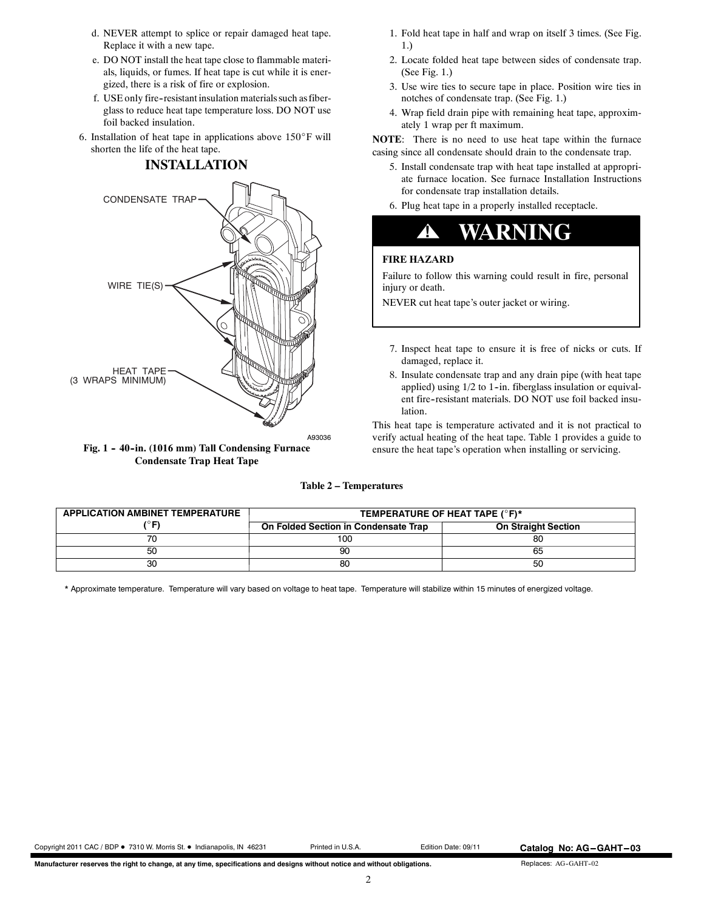d. NEVER attempt to splice or repair damaged heat tape. Replace it with a new tape.

e. DO NOT install the heat tape close to flammable materials, liquids, or fumes. If heat tape is cut while it is energized, there is a risk of fire or explosion.

f. USE only fire-resistant insulation materials such as fiberglass to reduce heat tape temperature loss. DO NOT use foil backed insulation.

6. Installation of heat tape in applications above 150°F will shorten the life of the heat tape.

## INSTALLATION

CONDENSATE TRAP

WIRE TIE(S)

HEAT TAPE (3 WRAPS MINIMUM)

A93036

**Fig. 1 - 40-in. (1016 mm) Tall Condensing Furnace Condensate Trap Heat Tape**

1. Fold heat tape in half and wrap on itself 3 times. (See Fig. 1.)
2. Locate folded heat tape between sides of condensate trap. (See Fig. 1.)
3. Use wire ties to secure tape in place. Position wire ties in notches of condensate trap. (See Fig. 1.)
4. Wrap field drain pipe with remaining heat tape, approximately 1 wrap per ft maximum.

**NOTE**: There is no need to use heat tape within the furnace casing since all condensate should drain to the condensate trap.

5. Install condensate trap with heat tape installed at appropriate furnace location. See furnace Installation Instructions for condensate trap installation details.
6. Plug heat tape in a properly installed receptacle.

## ⚠ WARNING

**FIRE HAZARD**

Failure to follow this warning could result in fire, personal injury or death.

NEVER cut heat tape's outer jacket or wiring.

7. Inspect heat tape to ensure it is free of nicks or cuts. If damaged, replace it.
8. Insulate condensate trap and any drain pipe (with heat tape applied) using 1/2 to 1-in. fiberglass insulation or equivalent fire-resistant materials. DO NOT use foil backed insulation.

This heat tape is temperature activated and it is not practical to verify actual heating of the heat tape. Table 1 provides a guide to ensure the heat tape's operation when installing or servicing.

**Table 2 – Temperatures**

| APPLICATION AMBINET TEMPERATURE (°F) | TEMPERATURE OF HEAT TAPE (°F)* | |
|---|---|---|
| | On Folded Section in Condensate Trap | On Straight Section |
| 70 | 100 | 80 |
| 50 | 90 | 65 |
| 30 | 80 | 50 |

\* Approximate temperature. Temperature will vary based on voltage to heat tape. Temperature will stabilize within 15 minutes of energized voltage.

Copyright 2011 CAC / BDP ● 7310 W. Morris St. ● Indianapolis, IN 46231 Printed in U.S.A. Edition Date: 09/11 **Catalog No: AG-GAHT-03**

**Manufacturer reserves the right to change, at any time, specifications and designs without notice and without obligations.** Replaces: AG-GAHT-02